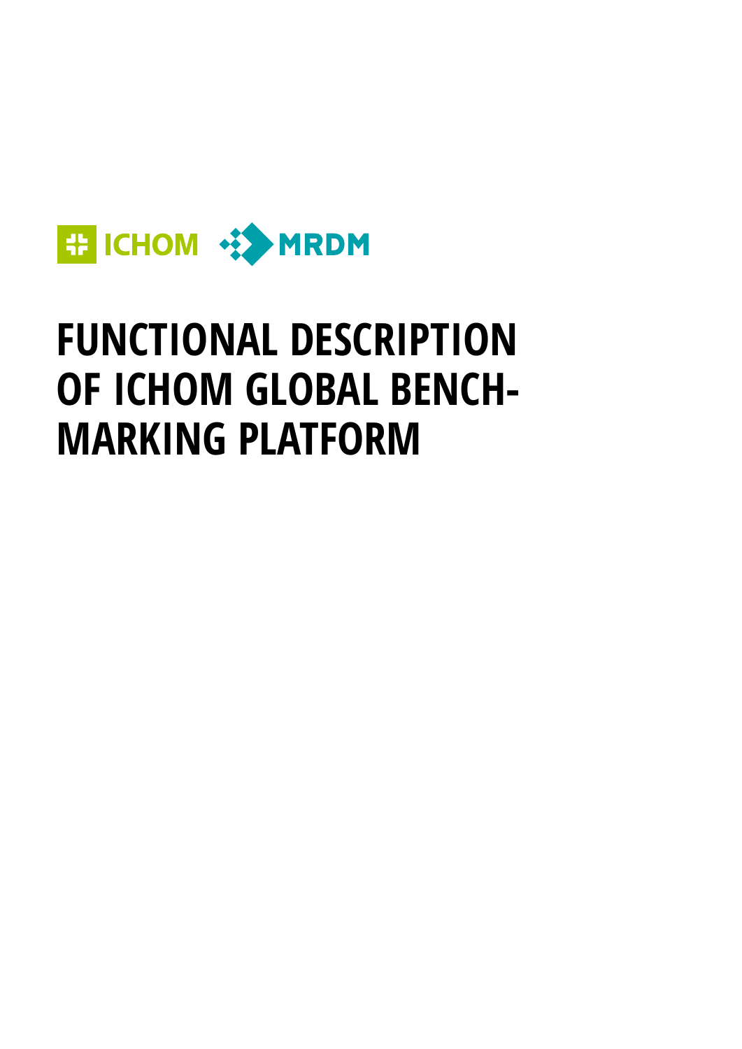ICHOM MRDM

# FUNCTIONAL DESCRIPTION OF ICHOM GLOBAL BENCH-MARKING PLATFORM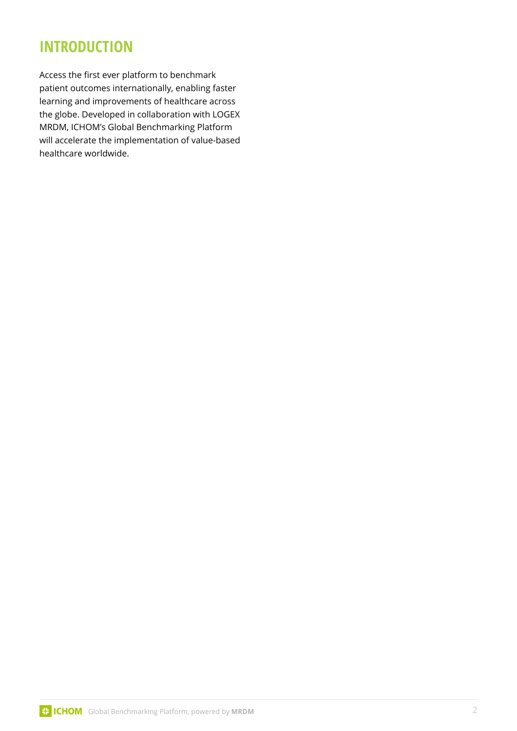# INTRODUCTION

Access the first ever platform to benchmark patient outcomes internationally, enabling faster learning and improvements of healthcare across the globe. Developed in collaboration with LOGEX MRDM, ICHOM's Global Benchmarking Platform will accelerate the implementation of value-based healthcare worldwide.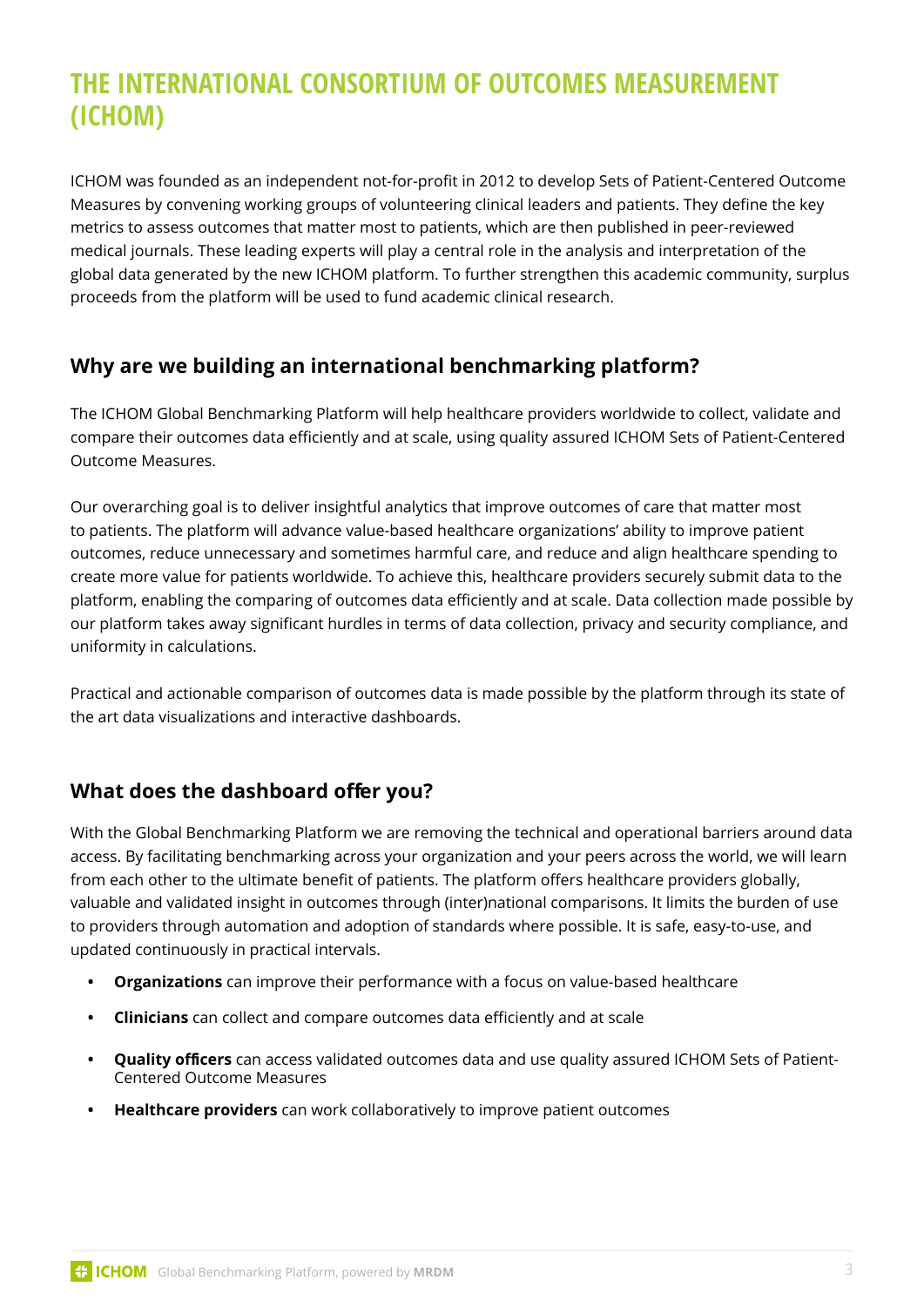# THE INTERNATIONAL CONSORTIUM OF OUTCOMES MEASUREMENT (ICHOM)

ICHOM was founded as an independent not-for-profit in 2012 to develop Sets of Patient-Centered Outcome Measures by convening working groups of volunteering clinical leaders and patients. They define the key metrics to assess outcomes that matter most to patients, which are then published in peer-reviewed medical journals. These leading experts will play a central role in the analysis and interpretation of the global data generated by the new ICHOM platform. To further strengthen this academic community, surplus proceeds from the platform will be used to fund academic clinical research.

## Why are we building an international benchmarking platform?

The ICHOM Global Benchmarking Platform will help healthcare providers worldwide to collect, validate and compare their outcomes data efficiently and at scale, using quality assured ICHOM Sets of Patient-Centered Outcome Measures.

Our overarching goal is to deliver insightful analytics that improve outcomes of care that matter most to patients. The platform will advance value-based healthcare organizations' ability to improve patient outcomes, reduce unnecessary and sometimes harmful care, and reduce and align healthcare spending to create more value for patients worldwide. To achieve this, healthcare providers securely submit data to the platform, enabling the comparing of outcomes data efficiently and at scale. Data collection made possible by our platform takes away significant hurdles in terms of data collection, privacy and security compliance, and uniformity in calculations.

Practical and actionable comparison of outcomes data is made possible by the platform through its state of the art data visualizations and interactive dashboards.

## What does the dashboard offer you?

With the Global Benchmarking Platform we are removing the technical and operational barriers around data access. By facilitating benchmarking across your organization and your peers across the world, we will learn from each other to the ultimate benefit of patients. The platform offers healthcare providers globally, valuable and validated insight in outcomes through (inter)national comparisons. It limits the burden of use to providers through automation and adoption of standards where possible. It is safe, easy-to-use, and updated continuously in practical intervals.

- **Organizations** can improve their performance with a focus on value-based healthcare
- **Clinicians** can collect and compare outcomes data efficiently and at scale
- **Quality officers** can access validated outcomes data and use quality assured ICHOM Sets of Patient-Centered Outcome Measures
- **Healthcare providers** can work collaboratively to improve patient outcomes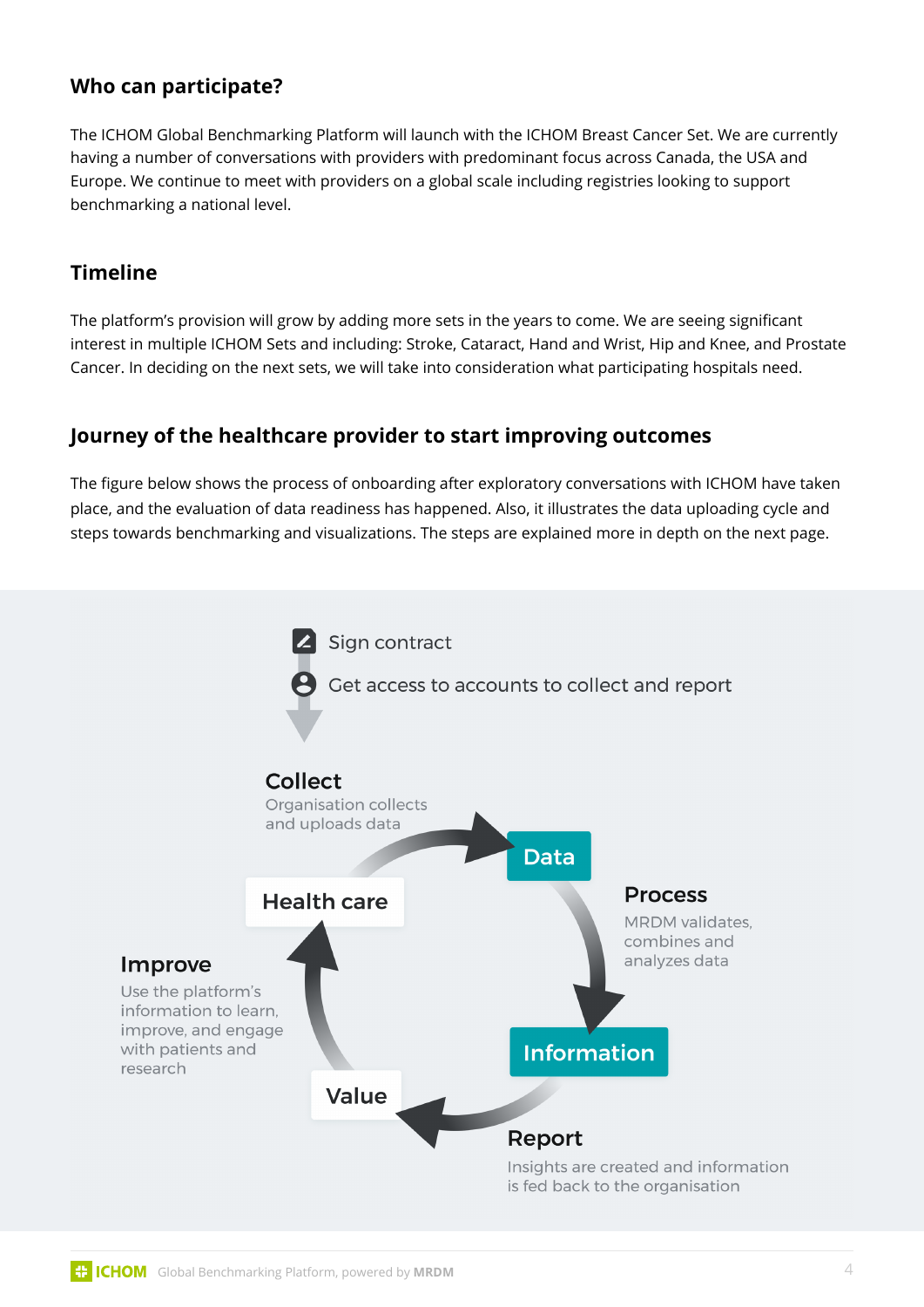## Who can participate?

The ICHOM Global Benchmarking Platform will launch with the ICHOM Breast Cancer Set. We are currently having a number of conversations with providers with predominant focus across Canada, the USA and Europe. We continue to meet with providers on a global scale including registries looking to support benchmarking a national level.

## Timeline

The platform's provision will grow by adding more sets in the years to come. We are seeing significant interest in multiple ICHOM Sets and including: Stroke, Cataract, Hand and Wrist, Hip and Knee, and Prostate Cancer. In deciding on the next sets, we will take into consideration what participating hospitals need.

## Journey of the healthcare provider to start improving outcomes

The figure below shows the process of onboarding after exploratory conversations with ICHOM have taken place, and the evaluation of data readiness has happened. Also, it illustrates the data uploading cycle and steps towards benchmarking and visualizations. The steps are explained more in depth on the next page.

- Sign contract
- Get access to accounts to collect and report

**Collect**
Organisation collects and uploads data

**Data**

**Process**
MRDM validates, combines and analyzes data

**Information**

**Report**
Insights are created and information is fed back to the organisation

**Value**

**Improve**
Use the platform's information to learn, improve, and engage with patients and research

**Health care**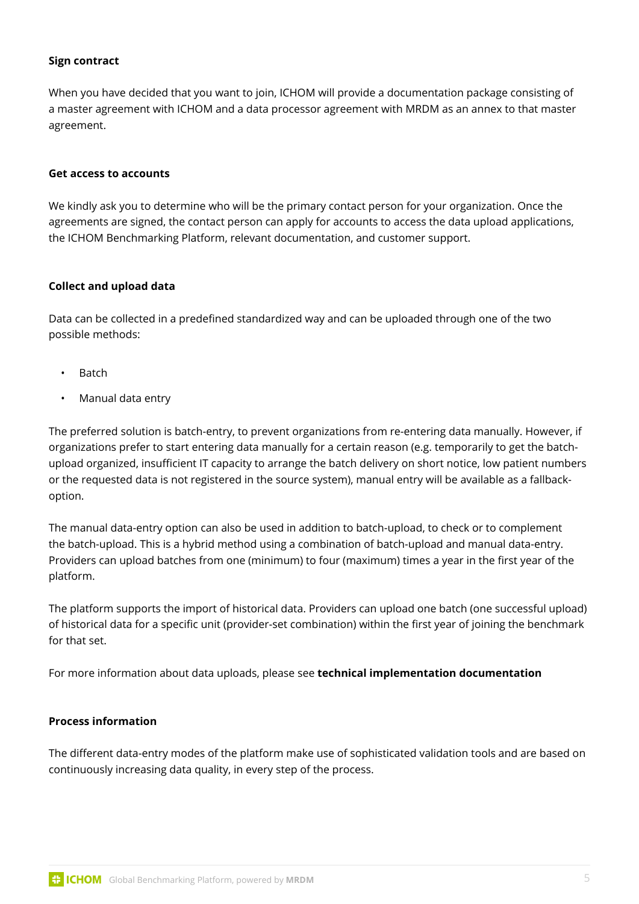**Sign contract**

When you have decided that you want to join, ICHOM will provide a documentation package consisting of a master agreement with ICHOM and a data processor agreement with MRDM as an annex to that master agreement.

**Get access to accounts**

We kindly ask you to determine who will be the primary contact person for your organization. Once the agreements are signed, the contact person can apply for accounts to access the data upload applications, the ICHOM Benchmarking Platform, relevant documentation, and customer support.

**Collect and upload data**

Data can be collected in a predefined standardized way and can be uploaded through one of the two possible methods:

- Batch
- Manual data entry

The preferred solution is batch-entry, to prevent organizations from re-entering data manually. However, if organizations prefer to start entering data manually for a certain reason (e.g. temporarily to get the batch-upload organized, insufficient IT capacity to arrange the batch delivery on short notice, low patient numbers or the requested data is not registered in the source system), manual entry will be available as a fallback-option.

The manual data-entry option can also be used in addition to batch-upload, to check or to complement the batch-upload. This is a hybrid method using a combination of batch-upload and manual data-entry. Providers can upload batches from one (minimum) to four (maximum) times a year in the first year of the platform.

The platform supports the import of historical data. Providers can upload one batch (one successful upload) of historical data for a specific unit (provider-set combination) within the first year of joining the benchmark for that set.

For more information about data uploads, please see **technical implementation documentation**

**Process information**

The different data-entry modes of the platform make use of sophisticated validation tools and are based on continuously increasing data quality, in every step of the process.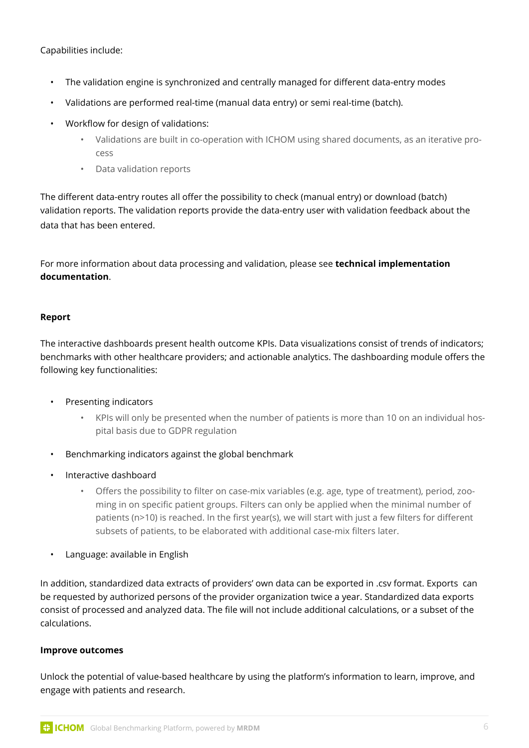Capabilities include:

- The validation engine is synchronized and centrally managed for different data-entry modes
- Validations are performed real-time (manual data entry) or semi real-time (batch).
- Workflow for design of validations:
  - Validations are built in co-operation with ICHOM using shared documents, as an iterative process
  - Data validation reports

The different data-entry routes all offer the possibility to check (manual entry) or download (batch) validation reports. The validation reports provide the data-entry user with validation feedback about the data that has been entered.

For more information about data processing and validation, please see **technical implementation documentation**.

**Report**

The interactive dashboards present health outcome KPIs. Data visualizations consist of trends of indicators; benchmarks with other healthcare providers; and actionable analytics. The dashboarding module offers the following key functionalities:

- Presenting indicators
  - KPIs will only be presented when the number of patients is more than 10 on an individual hospital basis due to GDPR regulation
- Benchmarking indicators against the global benchmark
- Interactive dashboard
  - Offers the possibility to filter on case-mix variables (e.g. age, type of treatment), period, zooming in on specific patient groups. Filters can only be applied when the minimal number of patients (n>10) is reached. In the first year(s), we will start with just a few filters for different subsets of patients, to be elaborated with additional case-mix filters later.
- Language: available in English

In addition, standardized data extracts of providers' own data can be exported in .csv format. Exports can be requested by authorized persons of the provider organization twice a year. Standardized data exports consist of processed and analyzed data. The file will not include additional calculations, or a subset of the calculations.

**Improve outcomes**

Unlock the potential of value-based healthcare by using the platform's information to learn, improve, and engage with patients and research.